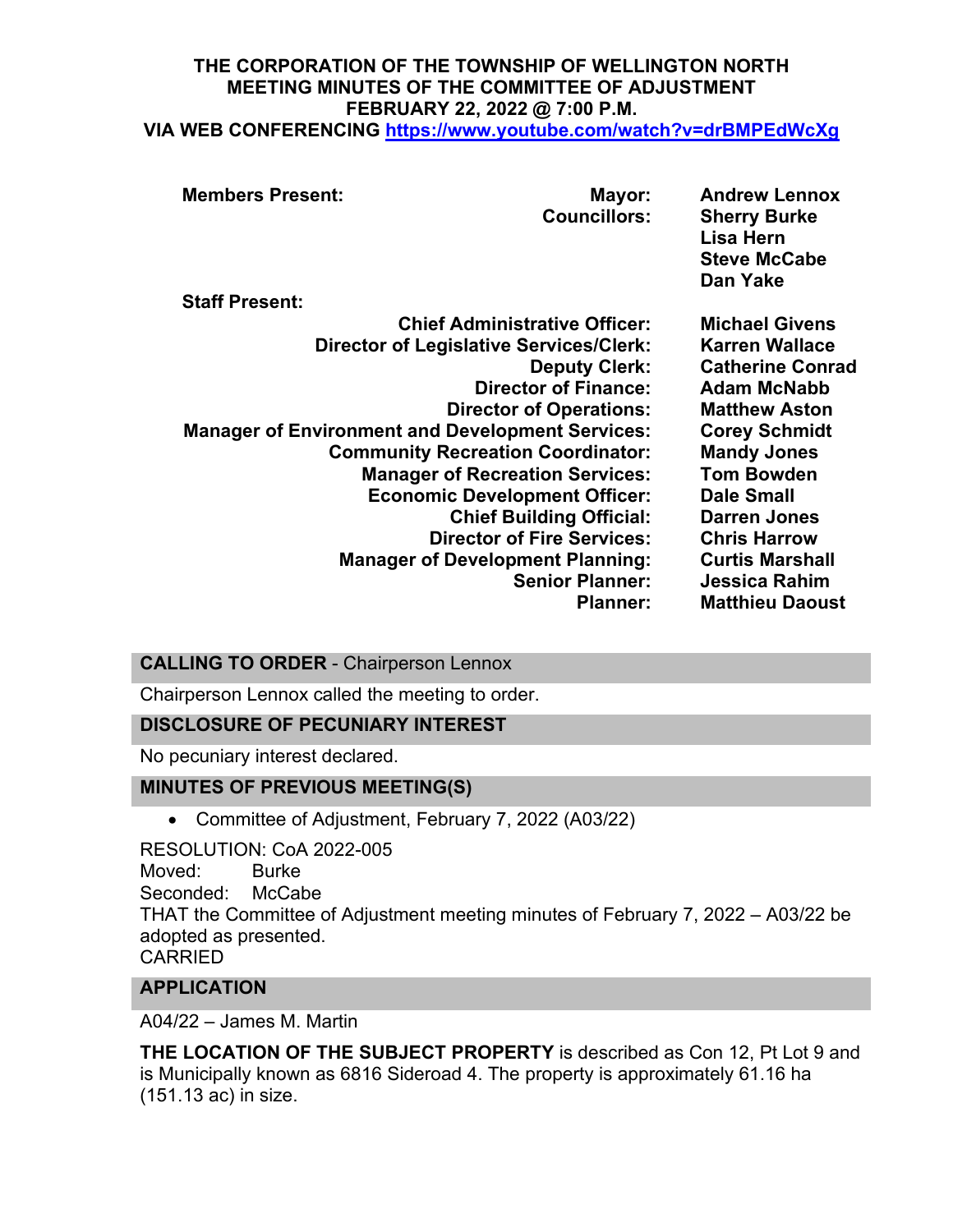**THE CORPORATION OF THE TOWNSHIP OF WELLINGTON NORTH**
**MEETING MINUTES OF THE COMMITTEE OF ADJUSTMENT**
**FEBRUARY 22, 2022 @ 7:00 P.M.**
**VIA WEB CONFERENCING https://www.youtube.com/watch?v=drBMPEdWcXg**

| **Members Present:** | **Mayor:** | **Andrew Lennox** |
|---|---|---|
| | **Councillors:** | **Sherry Burke** |
| | | **Lisa Hern** |
| | | **Steve McCabe** |
| | | **Dan Yake** |
| **Staff Present:** | | |
| | **Chief Administrative Officer:** | **Michael Givens** |
| | **Director of Legislative Services/Clerk:** | **Karren Wallace** |
| | **Deputy Clerk:** | **Catherine Conrad** |
| | **Director of Finance:** | **Adam McNabb** |
| | **Director of Operations:** | **Matthew Aston** |
| | **Manager of Environment and Development Services:** | **Corey Schmidt** |
| | **Community Recreation Coordinator:** | **Mandy Jones** |
| | **Manager of Recreation Services:** | **Tom Bowden** |
| | **Economic Development Officer:** | **Dale Small** |
| | **Chief Building Official:** | **Darren Jones** |
| | **Director of Fire Services:** | **Chris Harrow** |
| | **Manager of Development Planning:** | **Curtis Marshall** |
| | **Senior Planner:** | **Jessica Rahim** |
| | **Planner:** | **Matthieu Daoust** |

## CALLING TO ORDER - Chairperson Lennox

Chairperson Lennox called the meeting to order.

## DISCLOSURE OF PECUNIARY INTEREST

No pecuniary interest declared.

## MINUTES OF PREVIOUS MEETING(S)

- Committee of Adjustment, February 7, 2022 (A03/22)

RESOLUTION: CoA 2022-005
Moved: Burke
Seconded: McCabe
THAT the Committee of Adjustment meeting minutes of February 7, 2022 – A03/22 be adopted as presented.
CARRIED

## APPLICATION

A04/22 – James M. Martin

**THE LOCATION OF THE SUBJECT PROPERTY** is described as Con 12, Pt Lot 9 and is Municipally known as 6816 Sideroad 4. The property is approximately 61.16 ha (151.13 ac) in size.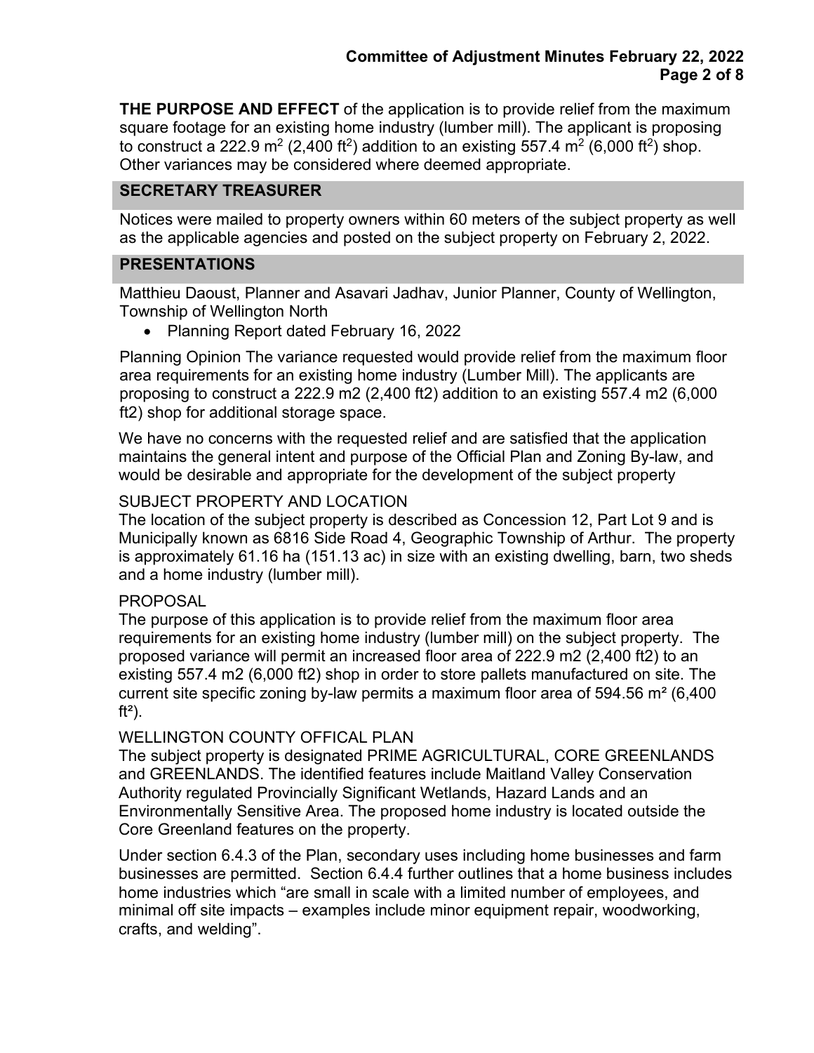**THE PURPOSE AND EFFECT** of the application is to provide relief from the maximum square footage for an existing home industry (lumber mill). The applicant is proposing to construct a 222.9 $m^2$ (2,400 $ft^2$) addition to an existing 557.4 $m^2$ (6,000 $ft^2$) shop. Other variances may be considered where deemed appropriate.

## SECRETARY TREASURER

Notices were mailed to property owners within 60 meters of the subject property as well as the applicable agencies and posted on the subject property on February 2, 2022.

## PRESENTATIONS

Matthieu Daoust, Planner and Asavari Jadhav, Junior Planner, County of Wellington, Township of Wellington North

- Planning Report dated February 16, 2022

Planning Opinion The variance requested would provide relief from the maximum floor area requirements for an existing home industry (Lumber Mill). The applicants are proposing to construct a 222.9 m2 (2,400 ft2) addition to an existing 557.4 m2 (6,000 ft2) shop for additional storage space.

We have no concerns with the requested relief and are satisfied that the application maintains the general intent and purpose of the Official Plan and Zoning By-law, and would be desirable and appropriate for the development of the subject property

SUBJECT PROPERTY AND LOCATION
The location of the subject property is described as Concession 12, Part Lot 9 and is Municipally known as 6816 Side Road 4, Geographic Township of Arthur. The property is approximately 61.16 ha (151.13 ac) in size with an existing dwelling, barn, two sheds and a home industry (lumber mill).

PROPOSAL
The purpose of this application is to provide relief from the maximum floor area requirements for an existing home industry (lumber mill) on the subject property. The proposed variance will permit an increased floor area of 222.9 m2 (2,400 ft2) to an existing 557.4 m2 (6,000 ft2) shop in order to store pallets manufactured on site. The current site specific zoning by-law permits a maximum floor area of 594.56 $m^2$ (6,400 $ft^2$).

WELLINGTON COUNTY OFFICAL PLAN
The subject property is designated PRIME AGRICULTURAL, CORE GREENLANDS and GREENLANDS. The identified features include Maitland Valley Conservation Authority regulated Provincially Significant Wetlands, Hazard Lands and an Environmentally Sensitive Area. The proposed home industry is located outside the Core Greenland features on the property.

Under section 6.4.3 of the Plan, secondary uses including home businesses and farm businesses are permitted. Section 6.4.4 further outlines that a home business includes home industries which "are small in scale with a limited number of employees, and minimal off site impacts – examples include minor equipment repair, woodworking, crafts, and welding".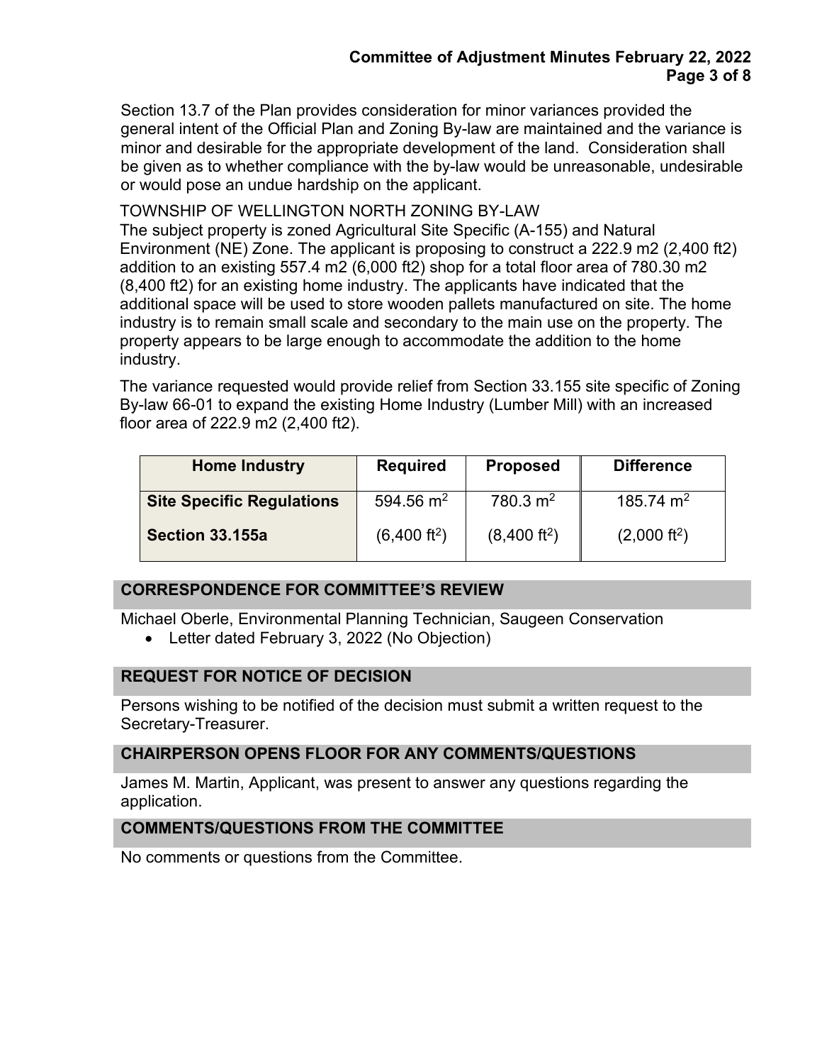Section 13.7 of the Plan provides consideration for minor variances provided the general intent of the Official Plan and Zoning By-law are maintained and the variance is minor and desirable for the appropriate development of the land. Consideration shall be given as to whether compliance with the by-law would be unreasonable, undesirable or would pose an undue hardship on the applicant.

TOWNSHIP OF WELLINGTON NORTH ZONING BY-LAW

The subject property is zoned Agricultural Site Specific (A-155) and Natural Environment (NE) Zone. The applicant is proposing to construct a 222.9 m2 (2,400 ft2) addition to an existing 557.4 m2 (6,000 ft2) shop for a total floor area of 780.30 m2 (8,400 ft2) for an existing home industry. The applicants have indicated that the additional space will be used to store wooden pallets manufactured on site. The home industry is to remain small scale and secondary to the main use on the property. The property appears to be large enough to accommodate the addition to the home industry.

The variance requested would provide relief from Section 33.155 site specific of Zoning By-law 66-01 to expand the existing Home Industry (Lumber Mill) with an increased floor area of 222.9 m2 (2,400 ft2).

| Home Industry | Required | Proposed | Difference |
|---|---|---|---|
| **Site Specific Regulations Section 33.155a** | 594.56 $m^2$ ($6{,}400\ ft^2$) | 780.3 $m^2$ ($8{,}400\ ft^2$) | 185.74 $m^2$ ($2{,}000\ ft^2$) |

## CORRESPONDENCE FOR COMMITTEE'S REVIEW

Michael Oberle, Environmental Planning Technician, Saugeen Conservation

- Letter dated February 3, 2022 (No Objection)

## REQUEST FOR NOTICE OF DECISION

Persons wishing to be notified of the decision must submit a written request to the Secretary-Treasurer.

## CHAIRPERSON OPENS FLOOR FOR ANY COMMENTS/QUESTIONS

James M. Martin, Applicant, was present to answer any questions regarding the application.

## COMMENTS/QUESTIONS FROM THE COMMITTEE

No comments or questions from the Committee.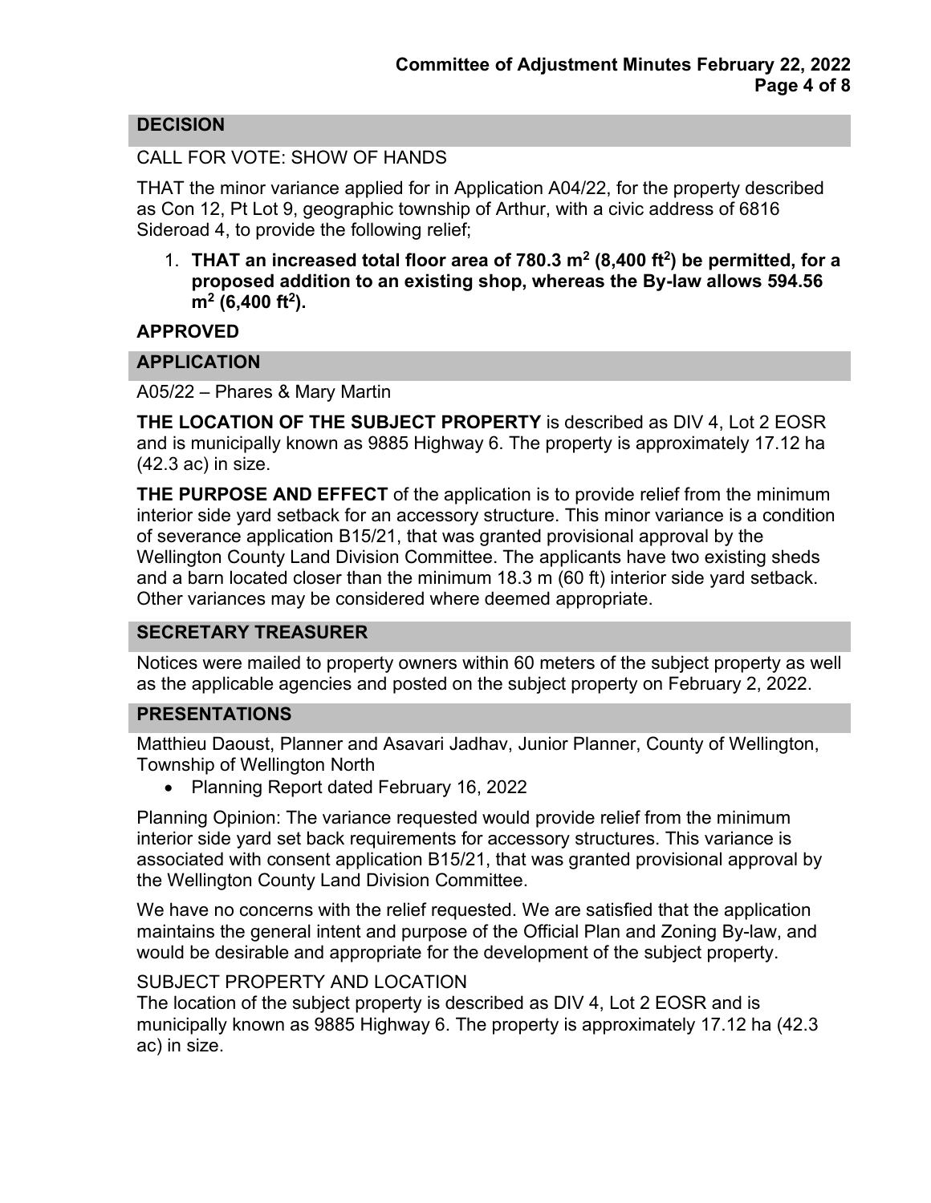## DECISION

CALL FOR VOTE: SHOW OF HANDS

THAT the minor variance applied for in Application A04/22, for the property described as Con 12, Pt Lot 9, geographic township of Arthur, with a civic address of 6816 Sideroad 4, to provide the following relief;

1. **THAT an increased total floor area of 780.3 m$^2$ (8,400 ft$^2$) be permitted, for a proposed addition to an existing shop, whereas the By-law allows 594.56 m$^2$ (6,400 ft$^2$).**

**APPROVED**

## APPLICATION

A05/22 – Phares & Mary Martin

**THE LOCATION OF THE SUBJECT PROPERTY** is described as DIV 4, Lot 2 EOSR and is municipally known as 9885 Highway 6. The property is approximately 17.12 ha (42.3 ac) in size.

**THE PURPOSE AND EFFECT** of the application is to provide relief from the minimum interior side yard setback for an accessory structure. This minor variance is a condition of severance application B15/21, that was granted provisional approval by the Wellington County Land Division Committee. The applicants have two existing sheds and a barn located closer than the minimum 18.3 m (60 ft) interior side yard setback. Other variances may be considered where deemed appropriate.

## SECRETARY TREASURER

Notices were mailed to property owners within 60 meters of the subject property as well as the applicable agencies and posted on the subject property on February 2, 2022.

## PRESENTATIONS

Matthieu Daoust, Planner and Asavari Jadhav, Junior Planner, County of Wellington, Township of Wellington North

- Planning Report dated February 16, 2022

Planning Opinion: The variance requested would provide relief from the minimum interior side yard set back requirements for accessory structures. This variance is associated with consent application B15/21, that was granted provisional approval by the Wellington County Land Division Committee.

We have no concerns with the relief requested. We are satisfied that the application maintains the general intent and purpose of the Official Plan and Zoning By-law, and would be desirable and appropriate for the development of the subject property.

SUBJECT PROPERTY AND LOCATION

The location of the subject property is described as DIV 4, Lot 2 EOSR and is municipally known as 9885 Highway 6. The property is approximately 17.12 ha (42.3 ac) in size.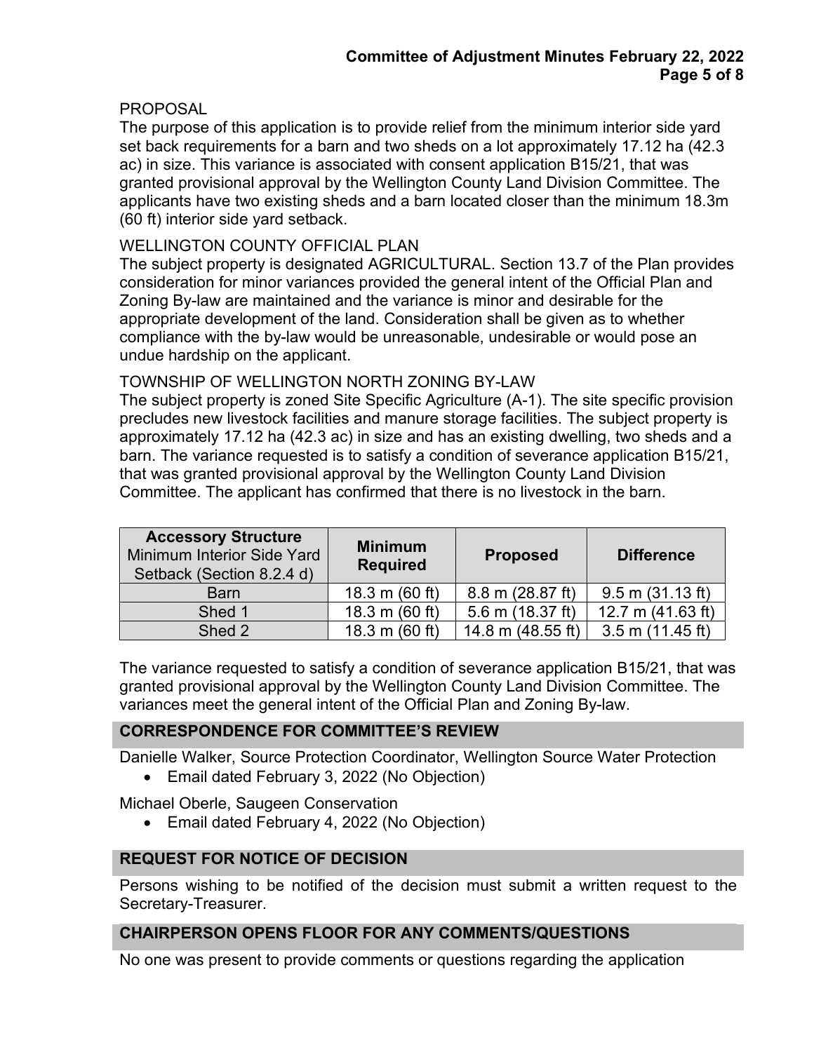PROPOSAL

The purpose of this application is to provide relief from the minimum interior side yard set back requirements for a barn and two sheds on a lot approximately 17.12 ha (42.3 ac) in size. This variance is associated with consent application B15/21, that was granted provisional approval by the Wellington County Land Division Committee. The applicants have two existing sheds and a barn located closer than the minimum 18.3m (60 ft) interior side yard setback.

WELLINGTON COUNTY OFFICIAL PLAN

The subject property is designated AGRICULTURAL. Section 13.7 of the Plan provides consideration for minor variances provided the general intent of the Official Plan and Zoning By-law are maintained and the variance is minor and desirable for the appropriate development of the land. Consideration shall be given as to whether compliance with the by-law would be unreasonable, undesirable or would pose an undue hardship on the applicant.

TOWNSHIP OF WELLINGTON NORTH ZONING BY-LAW

The subject property is zoned Site Specific Agriculture (A-1). The site specific provision precludes new livestock facilities and manure storage facilities. The subject property is approximately 17.12 ha (42.3 ac) in size and has an existing dwelling, two sheds and a barn. The variance requested is to satisfy a condition of severance application B15/21, that was granted provisional approval by the Wellington County Land Division Committee. The applicant has confirmed that there is no livestock in the barn.

| **Accessory Structure** Minimum Interior Side Yard Setback (Section 8.2.4 d) | **Minimum Required** | **Proposed** | **Difference** |
|---|---|---|---|
| Barn | 18.3 m (60 ft) | 8.8 m (28.87 ft) | 9.5 m (31.13 ft) |
| Shed 1 | 18.3 m (60 ft) | 5.6 m (18.37 ft) | 12.7 m (41.63 ft) |
| Shed 2 | 18.3 m (60 ft) | 14.8 m (48.55 ft) | 3.5 m (11.45 ft) |

The variance requested to satisfy a condition of severance application B15/21, that was granted provisional approval by the Wellington County Land Division Committee. The variances meet the general intent of the Official Plan and Zoning By-law.

## CORRESPONDENCE FOR COMMITTEE'S REVIEW

Danielle Walker, Source Protection Coordinator, Wellington Source Water Protection

- Email dated February 3, 2022 (No Objection)

Michael Oberle, Saugeen Conservation

- Email dated February 4, 2022 (No Objection)

## REQUEST FOR NOTICE OF DECISION

Persons wishing to be notified of the decision must submit a written request to the Secretary-Treasurer.

## CHAIRPERSON OPENS FLOOR FOR ANY COMMENTS/QUESTIONS

No one was present to provide comments or questions regarding the application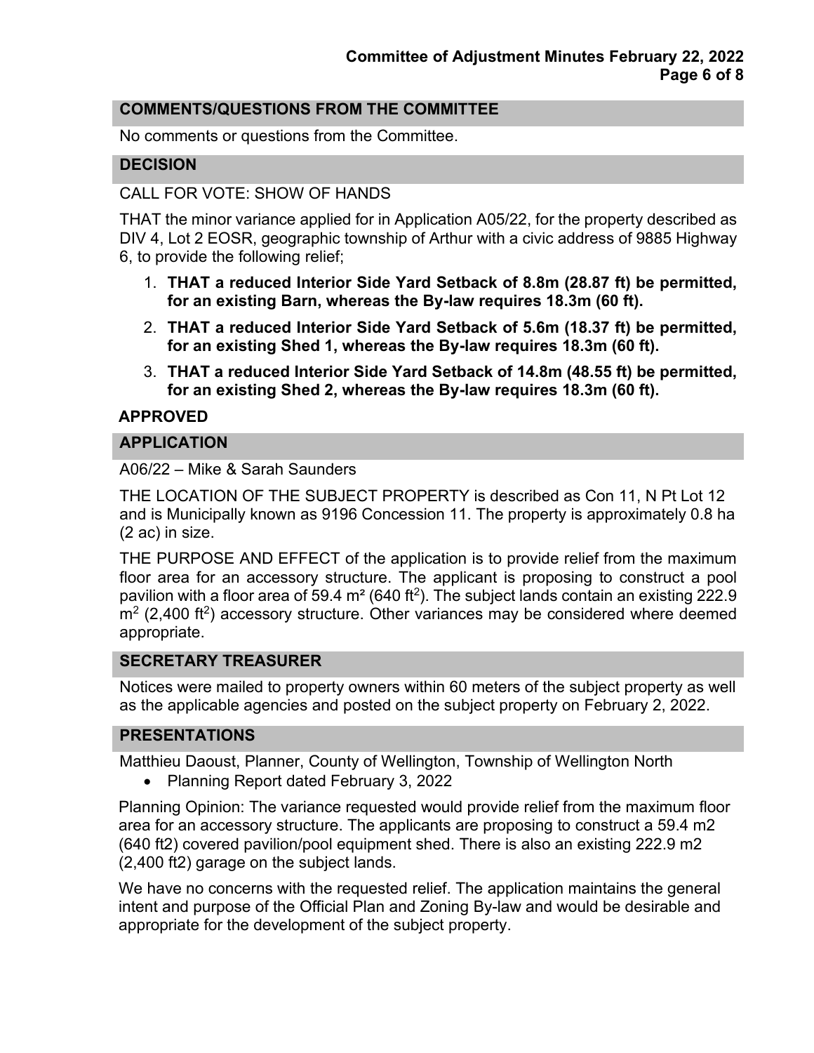## COMMENTS/QUESTIONS FROM THE COMMITTEE

No comments or questions from the Committee.

## DECISION

CALL FOR VOTE: SHOW OF HANDS

THAT the minor variance applied for in Application A05/22, for the property described as DIV 4, Lot 2 EOSR, geographic township of Arthur with a civic address of 9885 Highway 6, to provide the following relief;

1. **THAT a reduced Interior Side Yard Setback of 8.8m (28.87 ft) be permitted, for an existing Barn, whereas the By-law requires 18.3m (60 ft).**
2. **THAT a reduced Interior Side Yard Setback of 5.6m (18.37 ft) be permitted, for an existing Shed 1, whereas the By-law requires 18.3m (60 ft).**
3. **THAT a reduced Interior Side Yard Setback of 14.8m (48.55 ft) be permitted, for an existing Shed 2, whereas the By-law requires 18.3m (60 ft).**

**APPROVED**

## APPLICATION

A06/22 – Mike & Sarah Saunders

THE LOCATION OF THE SUBJECT PROPERTY is described as Con 11, N Pt Lot 12 and is Municipally known as 9196 Concession 11. The property is approximately 0.8 ha (2 ac) in size.

THE PURPOSE AND EFFECT of the application is to provide relief from the maximum floor area for an accessory structure. The applicant is proposing to construct a pool pavilion with a floor area of 59.4 $m^2$ (640 $ft^2$). The subject lands contain an existing 222.9 $m^2$ (2,400 $ft^2$) accessory structure. Other variances may be considered where deemed appropriate.

## SECRETARY TREASURER

Notices were mailed to property owners within 60 meters of the subject property as well as the applicable agencies and posted on the subject property on February 2, 2022.

## PRESENTATIONS

Matthieu Daoust, Planner, County of Wellington, Township of Wellington North

- Planning Report dated February 3, 2022

Planning Opinion: The variance requested would provide relief from the maximum floor area for an accessory structure. The applicants are proposing to construct a 59.4 m2 (640 ft2) covered pavilion/pool equipment shed. There is also an existing 222.9 m2 (2,400 ft2) garage on the subject lands.

We have no concerns with the requested relief. The application maintains the general intent and purpose of the Official Plan and Zoning By-law and would be desirable and appropriate for the development of the subject property.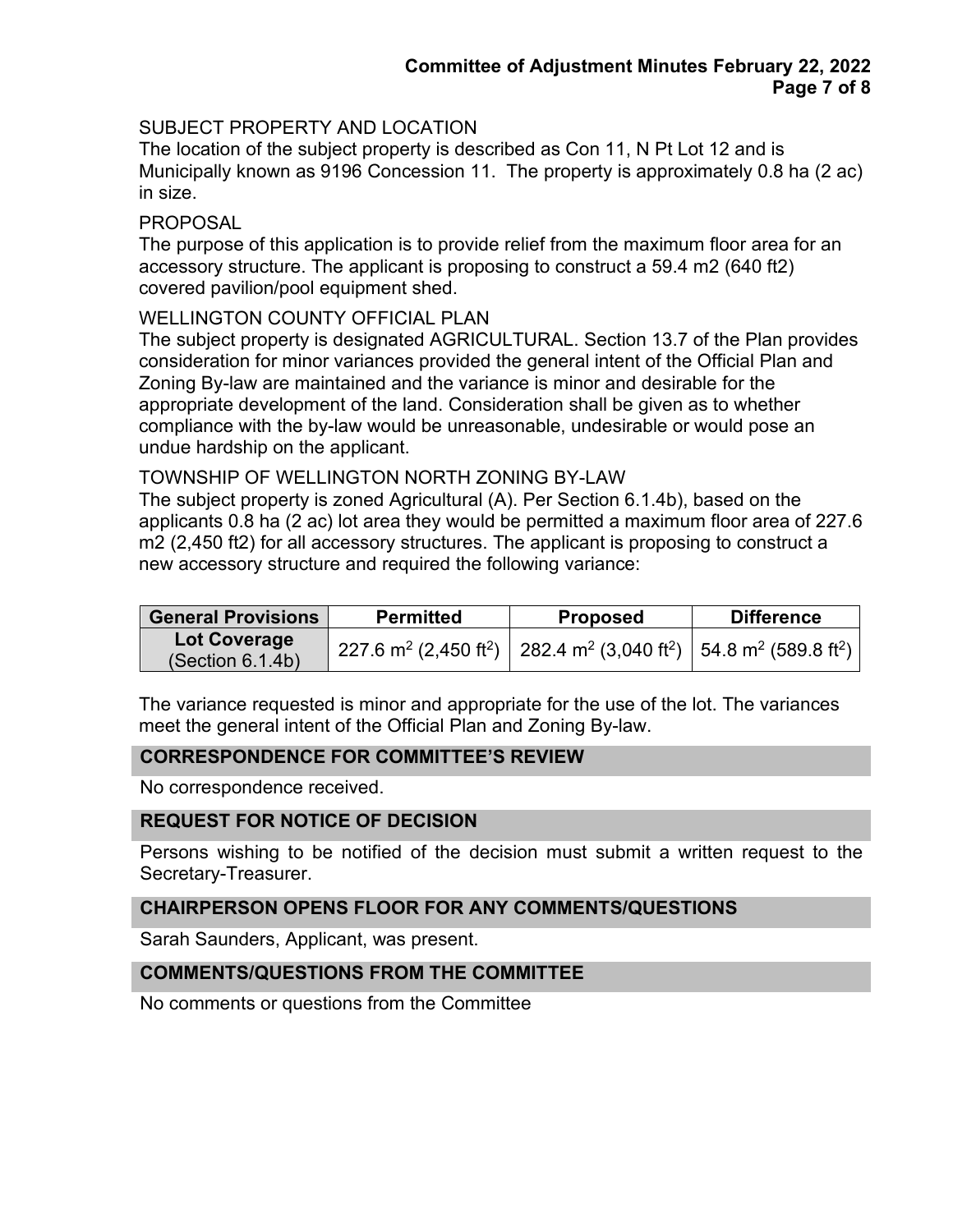SUBJECT PROPERTY AND LOCATION

The location of the subject property is described as Con 11, N Pt Lot 12 and is Municipally known as 9196 Concession 11. The property is approximately 0.8 ha (2 ac) in size.

PROPOSAL

The purpose of this application is to provide relief from the maximum floor area for an accessory structure. The applicant is proposing to construct a 59.4 m2 (640 ft2) covered pavilion/pool equipment shed.

WELLINGTON COUNTY OFFICIAL PLAN

The subject property is designated AGRICULTURAL. Section 13.7 of the Plan provides consideration for minor variances provided the general intent of the Official Plan and Zoning By-law are maintained and the variance is minor and desirable for the appropriate development of the land. Consideration shall be given as to whether compliance with the by-law would be unreasonable, undesirable or would pose an undue hardship on the applicant.

TOWNSHIP OF WELLINGTON NORTH ZONING BY-LAW

The subject property is zoned Agricultural (A). Per Section 6.1.4b), based on the applicants 0.8 ha (2 ac) lot area they would be permitted a maximum floor area of 227.6 m2 (2,450 ft2) for all accessory structures. The applicant is proposing to construct a new accessory structure and required the following variance:

| General Provisions | Permitted | Proposed | Difference |
|---|---|---|---|
| **Lot Coverage** (Section 6.1.4b) | 227.6 $m^2$ (2,450 $ft^2$) | 282.4 $m^2$ (3,040 $ft^2$) | 54.8 $m^2$ (589.8 $ft^2$) |

The variance requested is minor and appropriate for the use of the lot. The variances meet the general intent of the Official Plan and Zoning By-law.

## CORRESPONDENCE FOR COMMITTEE'S REVIEW

No correspondence received.

## REQUEST FOR NOTICE OF DECISION

Persons wishing to be notified of the decision must submit a written request to the Secretary-Treasurer.

## CHAIRPERSON OPENS FLOOR FOR ANY COMMENTS/QUESTIONS

Sarah Saunders, Applicant, was present.

## COMMENTS/QUESTIONS FROM THE COMMITTEE

No comments or questions from the Committee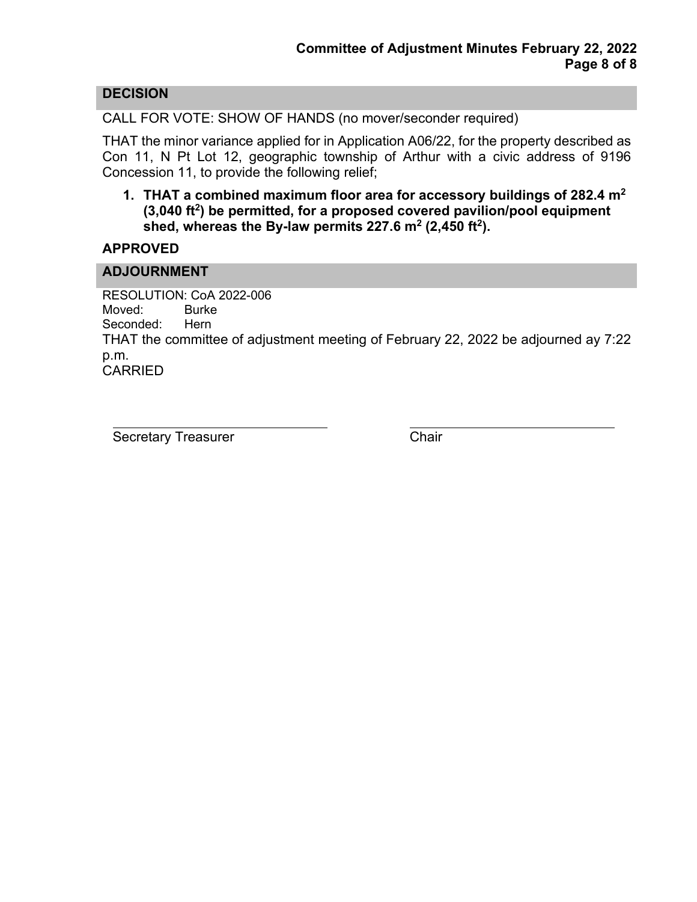## DECISION

CALL FOR VOTE: SHOW OF HANDS (no mover/seconder required)

THAT the minor variance applied for in Application A06/22, for the property described as Con 11, N Pt Lot 12, geographic township of Arthur with a civic address of 9196 Concession 11, to provide the following relief;

1. **THAT a combined maximum floor area for accessory buildings of 282.4 $m^2$ (3,040 $ft^2$) be permitted, for a proposed covered pavilion/pool equipment shed, whereas the By-law permits 227.6 $m^2$ (2,450 $ft^2$).**

**APPROVED**

## ADJOURNMENT

RESOLUTION: CoA 2022-006
Moved: Burke
Seconded: Hern
THAT the committee of adjustment meeting of February 22, 2022 be adjourned ay 7:22 p.m.
CARRIED

Secretary Treasurer

Chair